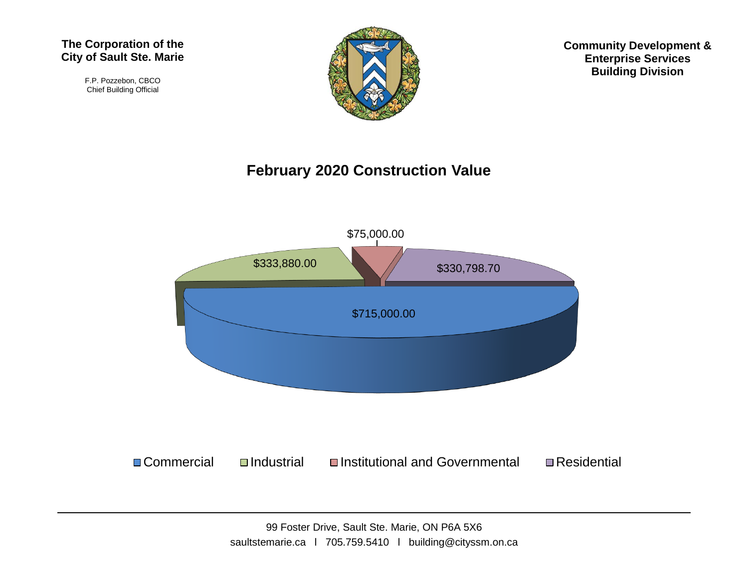**The Corporation of the City of Sault Ste. Marie**

F.P. Pozzebon, CBCO
Chief Building Official

**Community Development & Enterprise Services Building Division**

# February 2020 Construction Value

| Category | Value |
| --- | --- |
| Commercial | $715,000.00 |
| Industrial | $333,880.00 |
| Institutional and Governmental | $75,000.00 |
| Residential | $330,798.70 |

99 Foster Drive, Sault Ste. Marie, ON P6A 5X6
saultstemarie.ca l 705.759.5410 l building@cityssm.on.ca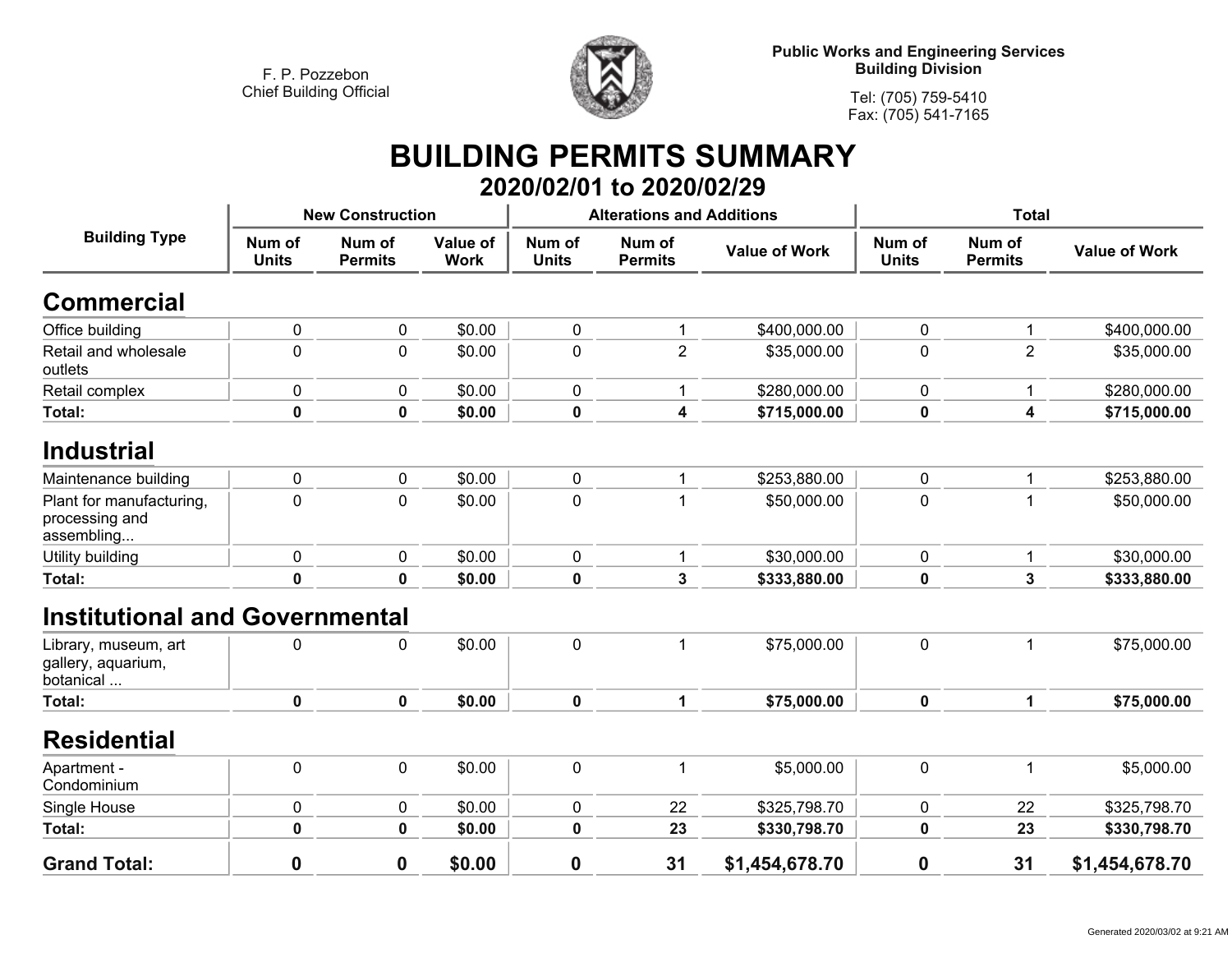F. P. Pozzebon
Chief Building Official

**Public Works and Engineering Services**
**Building Division**

Tel: (705) 759-5410
Fax: (705) 541-7165

# BUILDING PERMITS SUMMARY

## 2020/02/01 to 2020/02/29

| Building Type | New Construction | | | Alterations and Additions | | | Total | | |
|---|---|---|---|---|---|---|---|---|---|
| | Num of Units | Num of Permits | Value of Work | Num of Units | Num of Permits | Value of Work | Num of Units | Num of Permits | Value of Work |
| **Commercial** | | | | | | | | | |
| Office building | 0 | 0 | $0.00 | 0 | 1 | $400,000.00 | 0 | 1 | $400,000.00 |
| Retail and wholesale outlets | 0 | 0 | $0.00 | 0 | 2 | $35,000.00 | 0 | 2 | $35,000.00 |
| Retail complex | 0 | 0 | $0.00 | 0 | 1 | $280,000.00 | 0 | 1 | $280,000.00 |
| **Total:** | **0** | **0** | **$0.00** | **0** | **4** | **$715,000.00** | **0** | **4** | **$715,000.00** |
| **Industrial** | | | | | | | | | |
| Maintenance building | 0 | 0 | $0.00 | 0 | 1 | $253,880.00 | 0 | 1 | $253,880.00 |
| Plant for manufacturing, processing and assembling... | 0 | 0 | $0.00 | 0 | 1 | $50,000.00 | 0 | 1 | $50,000.00 |
| Utility building | 0 | 0 | $0.00 | 0 | 1 | $30,000.00 | 0 | 1 | $30,000.00 |
| **Total:** | **0** | **0** | **$0.00** | **0** | **3** | **$333,880.00** | **0** | **3** | **$333,880.00** |
| **Institutional and Governmental** | | | | | | | | | |
| Library, museum, art gallery, aquarium, botanical ... | 0 | 0 | $0.00 | 0 | 1 | $75,000.00 | 0 | 1 | $75,000.00 |
| **Total:** | **0** | **0** | **$0.00** | **0** | **1** | **$75,000.00** | **0** | **1** | **$75,000.00** |
| **Residential** | | | | | | | | | |
| Apartment - Condominium | 0 | 0 | $0.00 | 0 | 1 | $5,000.00 | 0 | 1 | $5,000.00 |
| Single House | 0 | 0 | $0.00 | 0 | 22 | $325,798.70 | 0 | 22 | $325,798.70 |
| **Total:** | **0** | **0** | **$0.00** | **0** | **23** | **$330,798.70** | **0** | **23** | **$330,798.70** |
| **Grand Total:** | **0** | **0** | **$0.00** | **0** | **31** | **$1,454,678.70** | **0** | **31** | **$1,454,678.70** |

Generated 2020/03/02 at 9:21 AM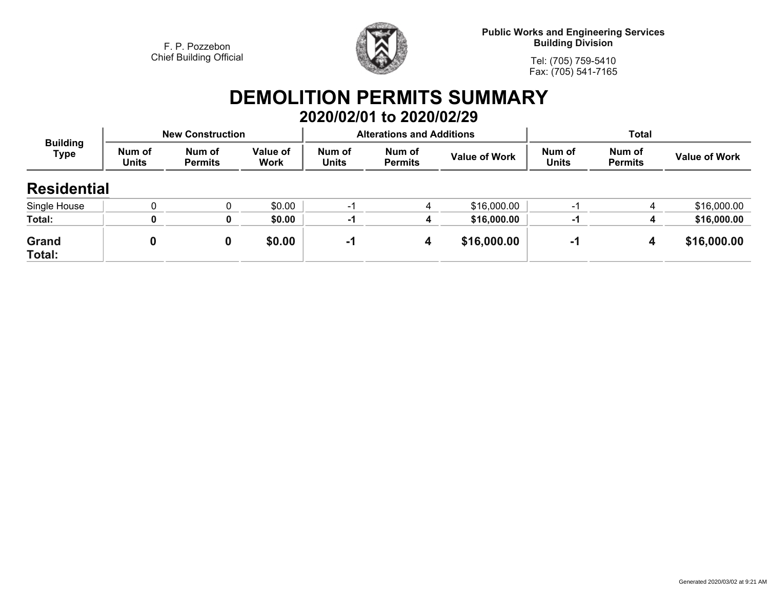F. P. Pozzebon
Chief Building Official

**Public Works and Engineering Services**
**Building Division**

Tel: (705) 759-5410
Fax: (705) 541-7165

# DEMOLITION PERMITS SUMMARY

## 2020/02/01 to 2020/02/29

| Building Type | New Construction | | | Alterations and Additions | | | Total | | |
|---|---|---|---|---|---|---|---|---|---|
| | Num of Units | Num of Permits | Value of Work | Num of Units | Num of Permits | Value of Work | Num of Units | Num of Permits | Value of Work |
| **Residential** | | | | | | | | | |
| Single House | 0 | 0 | $0.00 | -1 | 4 | $16,000.00 | -1 | 4 | $16,000.00 |
| **Total:** | **0** | **0** | **$0.00** | **-1** | **4** | **$16,000.00** | **-1** | **4** | **$16,000.00** |
| **Grand Total:** | **0** | **0** | **$0.00** | **-1** | **4** | **$16,000.00** | **-1** | **4** | **$16,000.00** |

Generated 2020/03/02 at 9:21 AM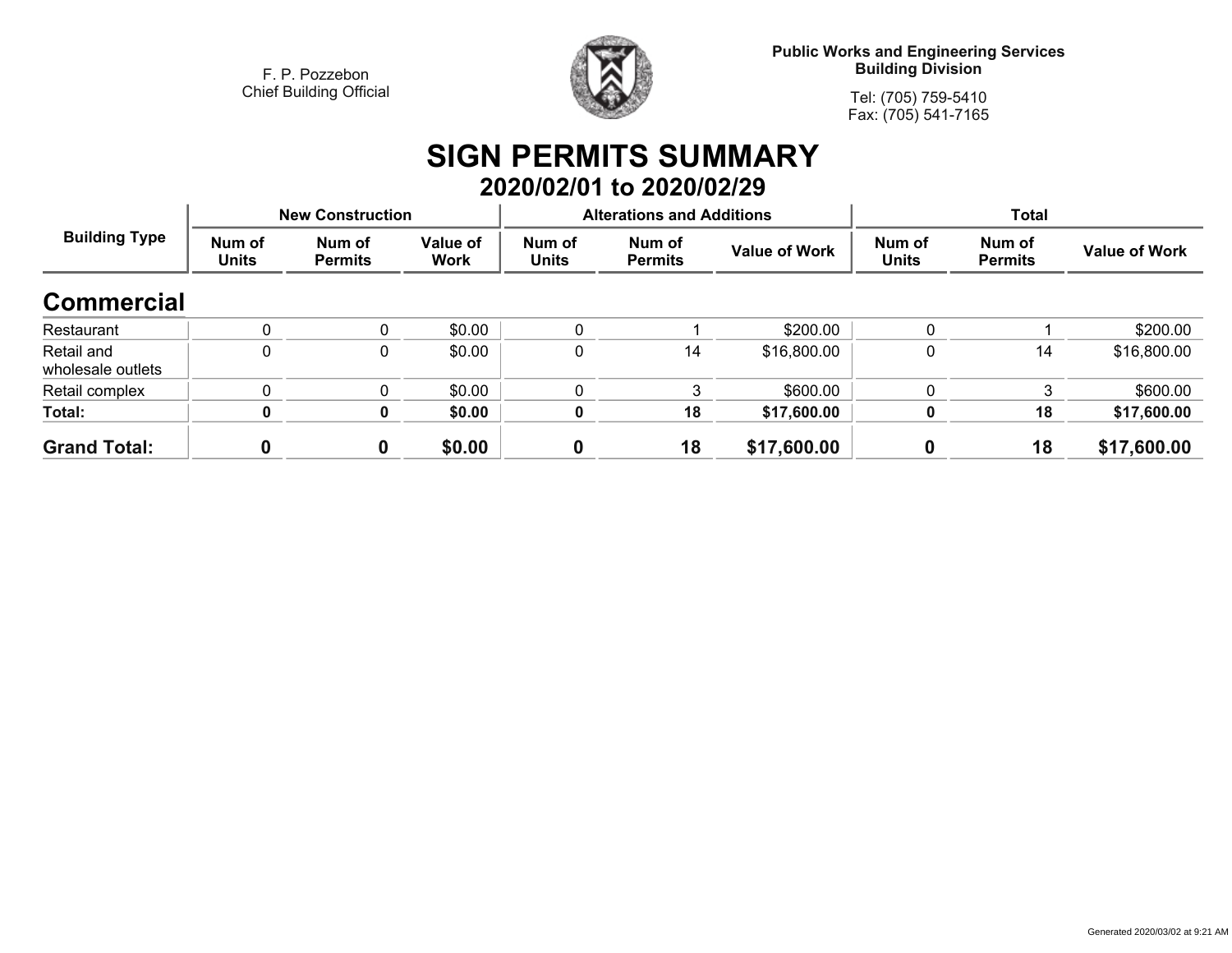F. P. Pozzebon
Chief Building Official

**Public Works and Engineering Services**
**Building Division**

Tel: (705) 759-5410
Fax: (705) 541-7165

# SIGN PERMITS SUMMARY

## 2020/02/01 to 2020/02/29

| Building Type | New Construction | | | Alterations and Additions | | | Total | | |
|---|---|---|---|---|---|---|---|---|---|
| | Num of Units | Num of Permits | Value of Work | Num of Units | Num of Permits | Value of Work | Num of Units | Num of Permits | Value of Work |
| **Commercial** | | | | | | | | | |
| Restaurant | 0 | 0 | $0.00 | 0 | 1 | $200.00 | 0 | 1 | $200.00 |
| Retail and wholesale outlets | 0 | 0 | $0.00 | 0 | 14 | $16,800.00 | 0 | 14 | $16,800.00 |
| Retail complex | 0 | 0 | $0.00 | 0 | 3 | $600.00 | 0 | 3 | $600.00 |
| **Total:** | **0** | **0** | **$0.00** | **0** | **18** | **$17,600.00** | **0** | **18** | **$17,600.00** |
| **Grand Total:** | **0** | **0** | **$0.00** | **0** | **18** | **$17,600.00** | **0** | **18** | **$17,600.00** |

Generated 2020/03/02 at 9:21 AM